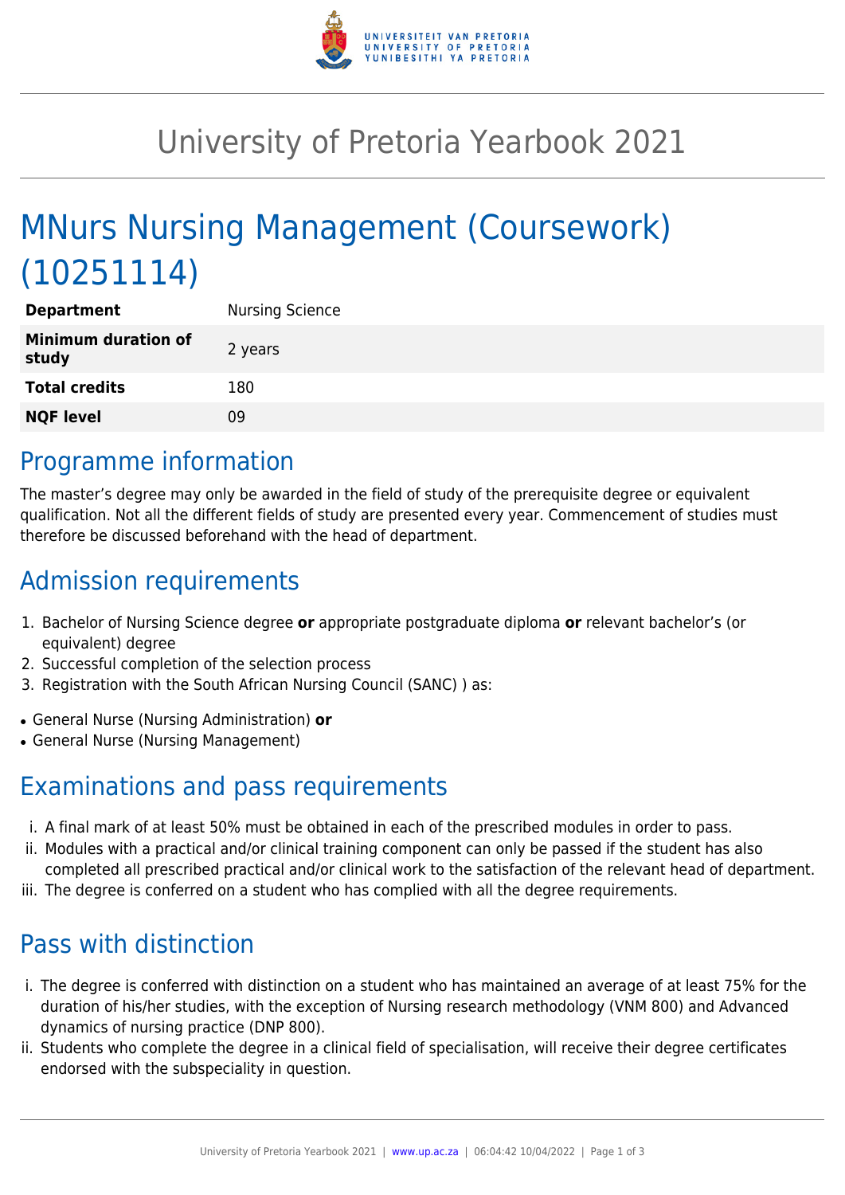# University of Pretoria Yearbook 2021

# MNurs Nursing Management (Coursework) (10251114)

| | |
|---|---|
| **Department** | Nursing Science |
| **Minimum duration of study** | 2 years |
| **Total credits** | 180 |
| **NQF level** | 09 |

## Programme information

The master's degree may only be awarded in the field of study of the prerequisite degree or equivalent qualification. Not all the different fields of study are presented every year. Commencement of studies must therefore be discussed beforehand with the head of department.

## Admission requirements

1. Bachelor of Nursing Science degree **or** appropriate postgraduate diploma **or** relevant bachelor's (or equivalent) degree
2. Successful completion of the selection process
3. Registration with the South African Nursing Council (SANC) ) as:

- General Nurse (Nursing Administration) **or**
- General Nurse (Nursing Management)

## Examinations and pass requirements

i. A final mark of at least 50% must be obtained in each of the prescribed modules in order to pass.
ii. Modules with a practical and/or clinical training component can only be passed if the student has also completed all prescribed practical and/or clinical work to the satisfaction of the relevant head of department.
iii. The degree is conferred on a student who has complied with all the degree requirements.

## Pass with distinction

i. The degree is conferred with distinction on a student who has maintained an average of at least 75% for the duration of his/her studies, with the exception of Nursing research methodology (VNM 800) and Advanced dynamics of nursing practice (DNP 800).
ii. Students who complete the degree in a clinical field of specialisation, will receive their degree certificates endorsed with the subspeciality in question.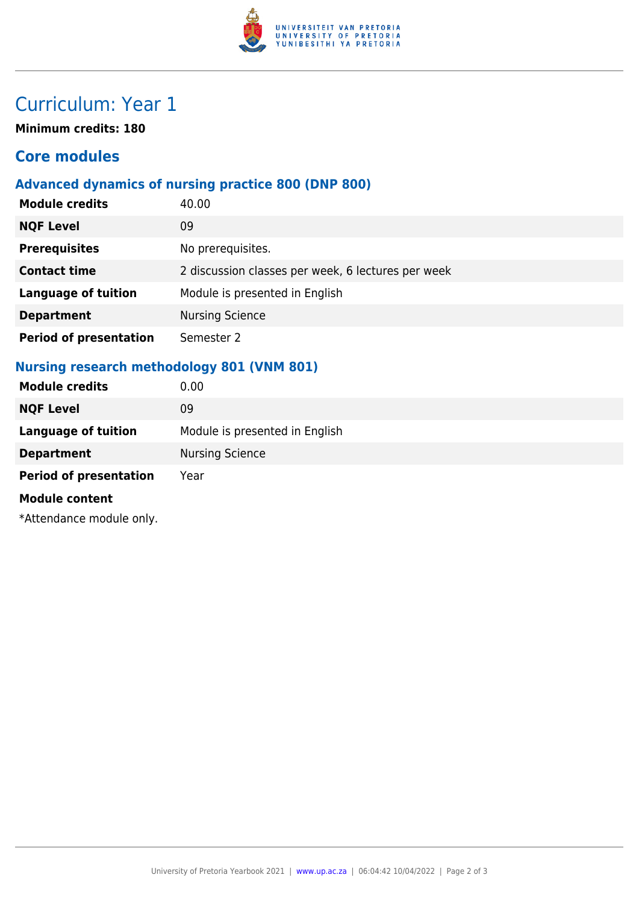# Curriculum: Year 1

**Minimum credits: 180**

## Core modules

### Advanced dynamics of nursing practice 800 (DNP 800)

| | |
|---|---|
| **Module credits** | 40.00 |
| **NQF Level** | 09 |
| **Prerequisites** | No prerequisites. |
| **Contact time** | 2 discussion classes per week, 6 lectures per week |
| **Language of tuition** | Module is presented in English |
| **Department** | Nursing Science |
| **Period of presentation** | Semester 2 |

### Nursing research methodology 801 (VNM 801)

| | |
|---|---|
| **Module credits** | 0.00 |
| **NQF Level** | 09 |
| **Language of tuition** | Module is presented in English |
| **Department** | Nursing Science |
| **Period of presentation** | Year |

**Module content**

*Attendance module only.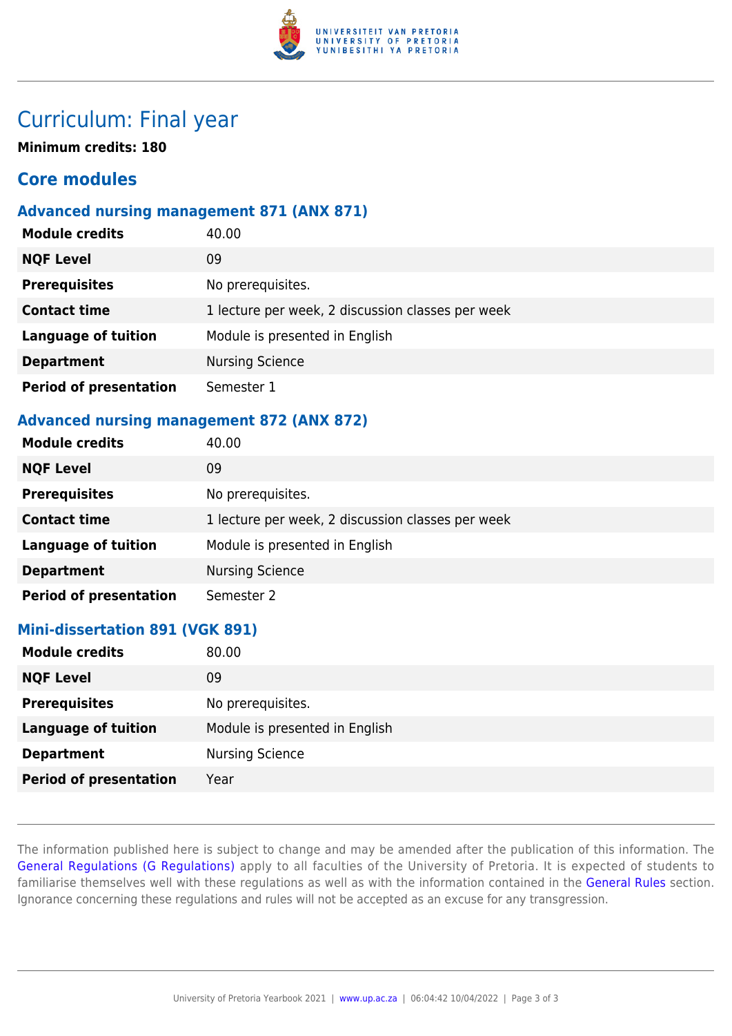# Curriculum: Final year

**Minimum credits: 180**

## Core modules

### Advanced nursing management 871 (ANX 871)

| | |
|---|---|
| **Module credits** | 40.00 |
| **NQF Level** | 09 |
| **Prerequisites** | No prerequisites. |
| **Contact time** | 1 lecture per week, 2 discussion classes per week |
| **Language of tuition** | Module is presented in English |
| **Department** | Nursing Science |
| **Period of presentation** | Semester 1 |

### Advanced nursing management 872 (ANX 872)

| | |
|---|---|
| **Module credits** | 40.00 |
| **NQF Level** | 09 |
| **Prerequisites** | No prerequisites. |
| **Contact time** | 1 lecture per week, 2 discussion classes per week |
| **Language of tuition** | Module is presented in English |
| **Department** | Nursing Science |
| **Period of presentation** | Semester 2 |

### Mini-dissertation 891 (VGK 891)

| | |
|---|---|
| **Module credits** | 80.00 |
| **NQF Level** | 09 |
| **Prerequisites** | No prerequisites. |
| **Language of tuition** | Module is presented in English |
| **Department** | Nursing Science |
| **Period of presentation** | Year |

The information published here is subject to change and may be amended after the publication of this information. The General Regulations (G Regulations) apply to all faculties of the University of Pretoria. It is expected of students to familiarise themselves well with these regulations as well as with the information contained in the General Rules section. Ignorance concerning these regulations and rules will not be accepted as an excuse for any transgression.